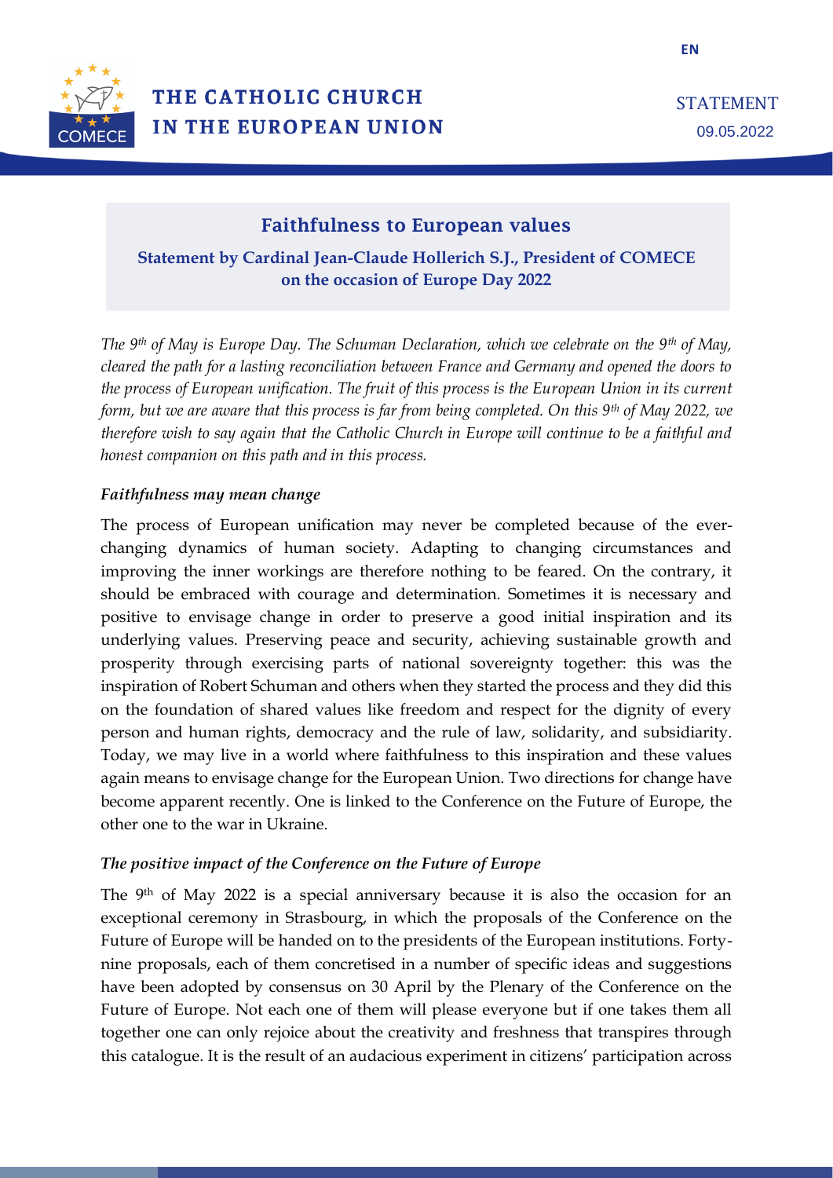THE CATHOLIC CHURCH IN THE EUROPEAN UNION

EN

STATEMENT
09.05.2022

# Faithfulness to European values

## Statement by Cardinal Jean-Claude Hollerich S.J., President of COMECE on the occasion of Europe Day 2022

*The 9th of May is Europe Day. The Schuman Declaration, which we celebrate on the 9th of May, cleared the path for a lasting reconciliation between France and Germany and opened the doors to the process of European unification. The fruit of this process is the European Union in its current form, but we are aware that this process is far from being completed. On this 9th of May 2022, we therefore wish to say again that the Catholic Church in Europe will continue to be a faithful and honest companion on this path and in this process.*

### *Faithfulness may mean change*

The process of European unification may never be completed because of the ever-changing dynamics of human society. Adapting to changing circumstances and improving the inner workings are therefore nothing to be feared. On the contrary, it should be embraced with courage and determination. Sometimes it is necessary and positive to envisage change in order to preserve a good initial inspiration and its underlying values. Preserving peace and security, achieving sustainable growth and prosperity through exercising parts of national sovereignty together: this was the inspiration of Robert Schuman and others when they started the process and they did this on the foundation of shared values like freedom and respect for the dignity of every person and human rights, democracy and the rule of law, solidarity, and subsidiarity. Today, we may live in a world where faithfulness to this inspiration and these values again means to envisage change for the European Union. Two directions for change have become apparent recently. One is linked to the Conference on the Future of Europe, the other one to the war in Ukraine.

### *The positive impact of the Conference on the Future of Europe*

The 9th of May 2022 is a special anniversary because it is also the occasion for an exceptional ceremony in Strasbourg, in which the proposals of the Conference on the Future of Europe will be handed on to the presidents of the European institutions. Forty-nine proposals, each of them concretised in a number of specific ideas and suggestions have been adopted by consensus on 30 April by the Plenary of the Conference on the Future of Europe. Not each one of them will please everyone but if one takes them all together one can only rejoice about the creativity and freshness that transpires through this catalogue. It is the result of an audacious experiment in citizens' participation across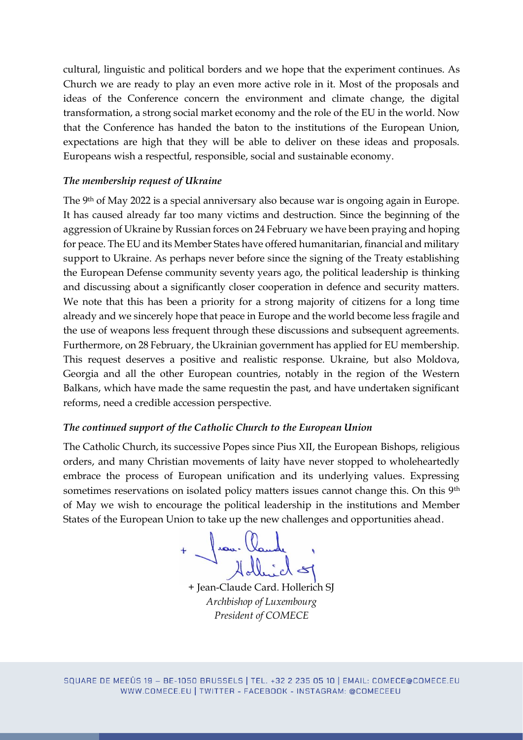cultural, linguistic and political borders and we hope that the experiment continues. As Church we are ready to play an even more active role in it. Most of the proposals and ideas of the Conference concern the environment and climate change, the digital transformation, a strong social market economy and the role of the EU in the world. Now that the Conference has handed the baton to the institutions of the European Union, expectations are high that they will be able to deliver on these ideas and proposals. Europeans wish a respectful, responsible, social and sustainable economy.

### *The membership request of Ukraine*

The 9th of May 2022 is a special anniversary also because war is ongoing again in Europe. It has caused already far too many victims and destruction. Since the beginning of the aggression of Ukraine by Russian forces on 24 February we have been praying and hoping for peace. The EU and its Member States have offered humanitarian, financial and military support to Ukraine. As perhaps never before since the signing of the Treaty establishing the European Defense community seventy years ago, the political leadership is thinking and discussing about a significantly closer cooperation in defence and security matters. We note that this has been a priority for a strong majority of citizens for a long time already and we sincerely hope that peace in Europe and the world become less fragile and the use of weapons less frequent through these discussions and subsequent agreements. Furthermore, on 28 February, the Ukrainian government has applied for EU membership. This request deserves a positive and realistic response. Ukraine, but also Moldova, Georgia and all the other European countries, notably in the region of the Western Balkans, which have made the same requestin the past, and have undertaken significant reforms, need a credible accession perspective.

### *The continued support of the Catholic Church to the European Union*

The Catholic Church, its successive Popes since Pius XII, the European Bishops, religious orders, and many Christian movements of laity have never stopped to wholeheartedly embrace the process of European unification and its underlying values. Expressing sometimes reservations on isolated policy matters issues cannot change this. On this 9th of May we wish to encourage the political leadership in the institutions and Member States of the European Union to take up the new challenges and opportunities ahead.

+ Jean-Claude Card. Hollerich SJ
*Archbishop of Luxembourg*
*President of COMECE*

SQUARE DE MEEÛS 19 – BE-1050 BRUSSELS | TEL. +32 2 235 05 10 | EMAIL: COMECE@COMECE.EU
WWW.COMECE.EU | TWITTER - FACEBOOK - INSTAGRAM: @COMECEEU